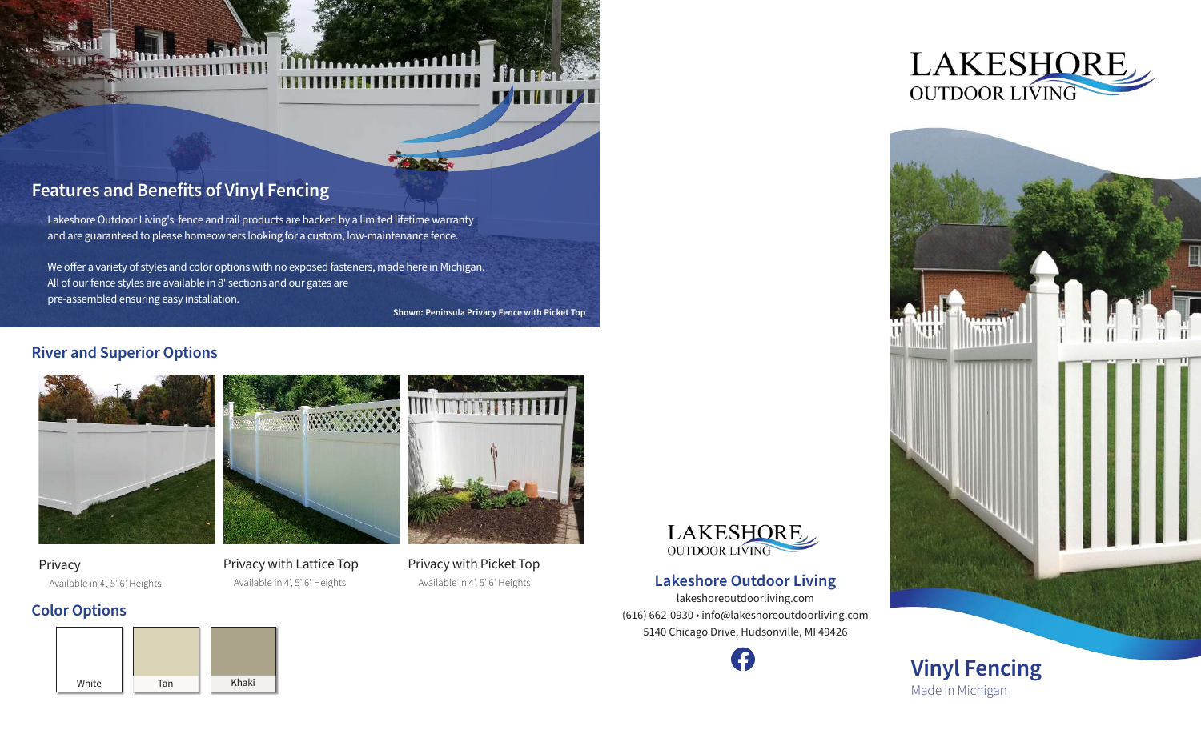## Features and Benefits of Vinyl Fencing

Lakeshore Outdoor Living's fence and rail products are backed by a limited lifetime warranty and are guaranteed to please homeowners looking for a custom, low-maintenance fence.

We offer a variety of styles and color options with no exposed fasteners, made here in Michigan. All of our fence styles are available in 8' sections and our gates are pre-assembled ensuring easy installation.

**Shown: Peninsula Privacy Fence with Picket Top**

## River and Superior Options

Privacy
Available in 4', 5' 6' Heights

Privacy with Lattice Top
Available in 4', 5' 6' Heights

Privacy with Picket Top
Available in 4', 5' 6' Heights

## Color Options

White

Tan

Khaki

LAKESHORE
OUTDOOR LIVING

### Lakeshore Outdoor Living

lakeshoreoutdoorliving.com
(616) 662-0930 • info@lakeshoreoutdoorliving.com
5140 Chicago Drive, Hudsonville, MI 49426

LAKESHORE
OUTDOOR LIVING

# Vinyl Fencing

Made in Michigan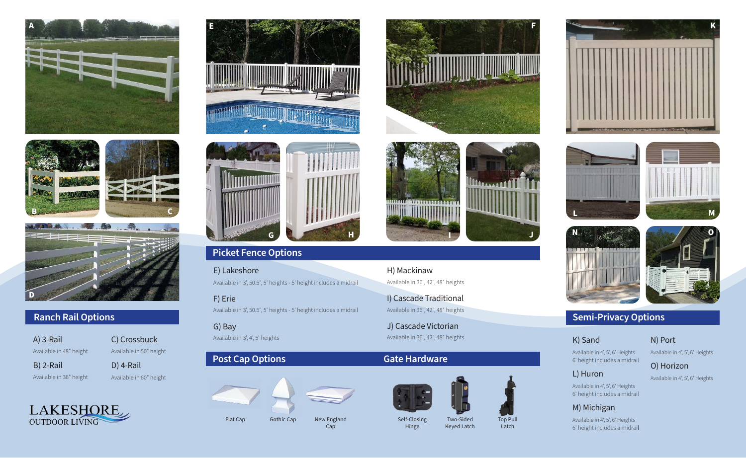## Ranch Rail Options

A) 3-Rail
Available in 48" height

B) 2-Rail
Available in 36" height

C) Crossbuck
Available in 50" height

D) 4-Rail
Available in 60" height

LAKESHORE OUTDOOR LIVING

## Picket Fence Options

E) Lakeshore
Available in 3', 50.5", 5' heights - 5' height includes a midrail

F) Erie
Available in 3', 50.5", 5' heights - 5' height includes a midrail

G) Bay
Available in 3', 4', 5' heights

H) Mackinaw
Available in 36", 42", 48" heights

I) Cascade Traditional
Available in 36", 42", 48" heights

J) Cascade Victorian
Available in 36", 42", 48" heights

## Post Cap Options

Flat Cap

Gothic Cap

New England Cap

## Gate Hardware

Self-Closing Hinge

Two-Sided Keyed Latch

Top Pull Latch

## Semi-Privacy Options

K) Sand
Available in 4', 5', 6' Heights
6' height includes a midrail

L) Huron
Available in 4', 5', 6' Heights
6' height includes a midrail

M) Michigan
Available in 4', 5', 6' Heights
6' height includes a midrail

N) Port
Available in 4', 5', 6' Heights

O) Horizon
Available in 4', 5', 6' Heights